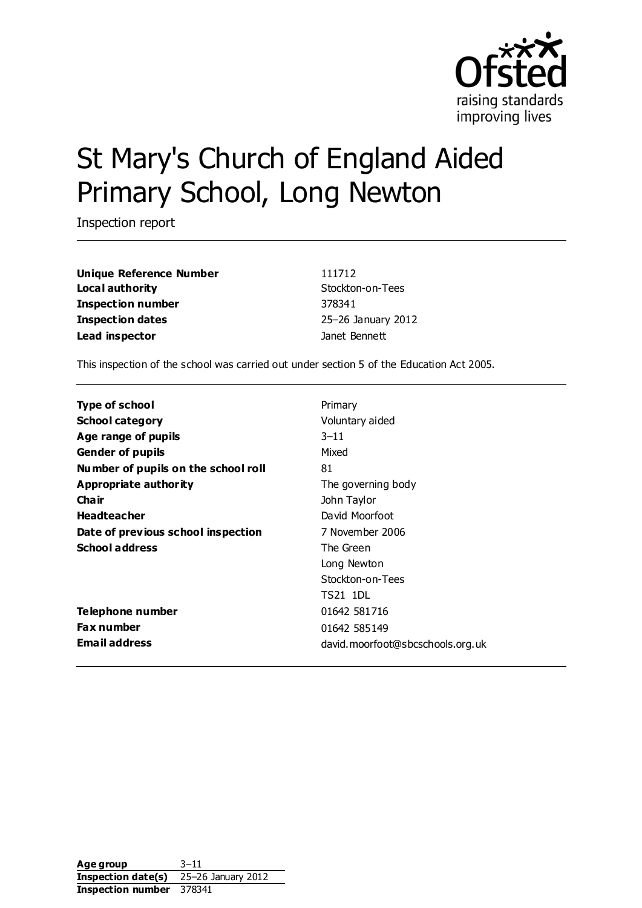# St Mary's Church of England Aided Primary School, Long Newton

Inspection report

| | |
|---|---|
| **Unique Reference Number** | 111712 |
| **Local authority** | Stockton-on-Tees |
| **Inspection number** | 378341 |
| **Inspection dates** | 25–26 January 2012 |
| **Lead inspector** | Janet Bennett |

This inspection of the school was carried out under section 5 of the Education Act 2005.

| | |
|---|---|
| **Type of school** | Primary |
| **School category** | Voluntary aided |
| **Age range of pupils** | 3–11 |
| **Gender of pupils** | Mixed |
| **Number of pupils on the school roll** | 81 |
| **Appropriate authority** | The governing body |
| **Chair** | John Taylor |
| **Headteacher** | David Moorfoot |
| **Date of previous school inspection** | 7 November 2006 |
| **School address** | The Green<br>Long Newton<br>Stockton-on-Tees<br>TS21 1DL |
| **Telephone number** | 01642 581716 |
| **Fax number** | 01642 585149 |
| **Email address** | david.moorfoot@sbcschools.org.uk |

| | |
|---|---|
| **Age group** | 3–11 |
| **Inspection date(s)** | 25–26 January 2012 |
| **Inspection number** | 378341 |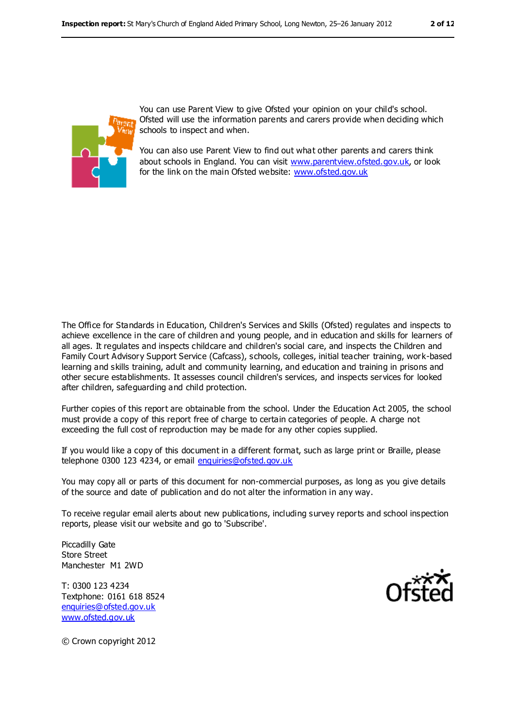You can use Parent View to give Ofsted your opinion on your child's school. Ofsted will use the information parents and carers provide when deciding which schools to inspect and when.

You can also use Parent View to find out what other parents and carers think about schools in England. You can visit www.parentview.ofsted.gov.uk, or look for the link on the main Ofsted website: www.ofsted.gov.uk

The Office for Standards in Education, Children's Services and Skills (Ofsted) regulates and inspects to achieve excellence in the care of children and young people, and in education and skills for learners of all ages. It regulates and inspects childcare and children's social care, and inspects the Children and Family Court Advisory Support Service (Cafcass), schools, colleges, initial teacher training, work-based learning and skills training, adult and community learning, and education and training in prisons and other secure establishments. It assesses council children's services, and inspects services for looked after children, safeguarding and child protection.

Further copies of this report are obtainable from the school. Under the Education Act 2005, the school must provide a copy of this report free of charge to certain categories of people. A charge not exceeding the full cost of reproduction may be made for any other copies supplied.

If you would like a copy of this document in a different format, such as large print or Braille, please telephone 0300 123 4234, or email enquiries@ofsted.gov.uk

You may copy all or parts of this document for non-commercial purposes, as long as you give details of the source and date of publication and do not alter the information in any way.

To receive regular email alerts about new publications, including survey reports and school inspection reports, please visit our website and go to 'Subscribe'.

Piccadilly Gate
Store Street
Manchester M1 2WD

T: 0300 123 4234
Textphone: 0161 618 8524
enquiries@ofsted.gov.uk
www.ofsted.gov.uk

© Crown copyright 2012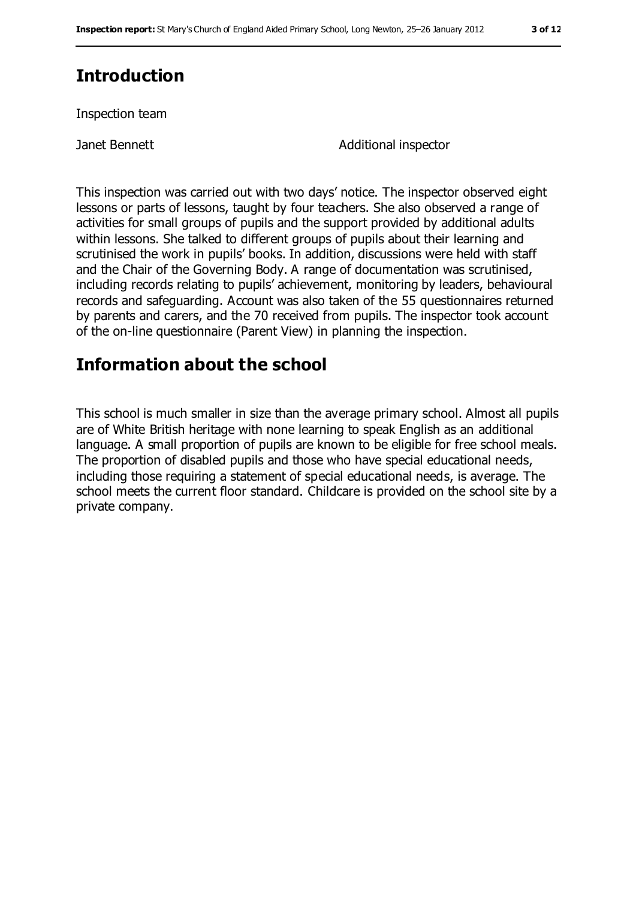## Introduction

Inspection team

| | |
|---|---|
| Janet Bennett | Additional inspector |

This inspection was carried out with two days' notice. The inspector observed eight lessons or parts of lessons, taught by four teachers. She also observed a range of activities for small groups of pupils and the support provided by additional adults within lessons. She talked to different groups of pupils about their learning and scrutinised the work in pupils' books. In addition, discussions were held with staff and the Chair of the Governing Body. A range of documentation was scrutinised, including records relating to pupils' achievement, monitoring by leaders, behavioural records and safeguarding. Account was also taken of the 55 questionnaires returned by parents and carers, and the 70 received from pupils. The inspector took account of the on-line questionnaire (Parent View) in planning the inspection.

## Information about the school

This school is much smaller in size than the average primary school. Almost all pupils are of White British heritage with none learning to speak English as an additional language. A small proportion of pupils are known to be eligible for free school meals. The proportion of disabled pupils and those who have special educational needs, including those requiring a statement of special educational needs, is average. The school meets the current floor standard. Childcare is provided on the school site by a private company.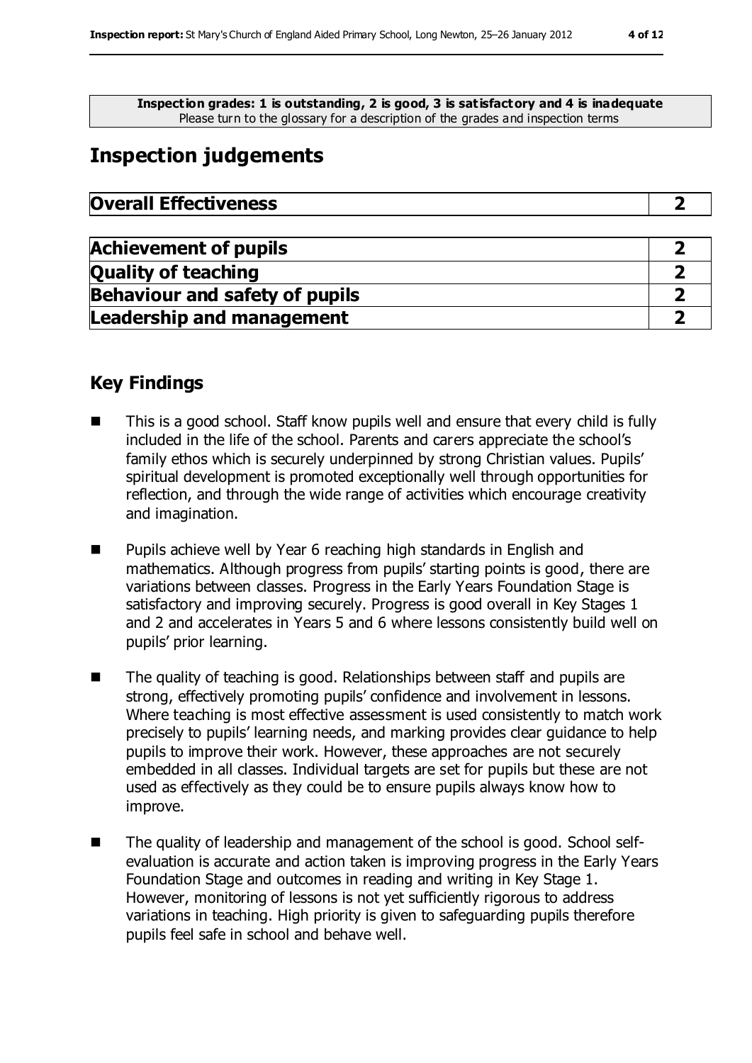**Inspection grades: 1 is outstanding, 2 is good, 3 is satisfactory and 4 is inadequate**
Please turn to the glossary for a description of the grades and inspection terms

# Inspection judgements

| Overall Effectiveness | 2 |
|---|---|

| Achievement of pupils | 2 |
|---|---|
| Quality of teaching | 2 |
| Behaviour and safety of pupils | 2 |
| Leadership and management | 2 |

## Key Findings

- This is a good school. Staff know pupils well and ensure that every child is fully included in the life of the school. Parents and carers appreciate the school's family ethos which is securely underpinned by strong Christian values. Pupils' spiritual development is promoted exceptionally well through opportunities for reflection, and through the wide range of activities which encourage creativity and imagination.

- Pupils achieve well by Year 6 reaching high standards in English and mathematics. Although progress from pupils' starting points is good, there are variations between classes. Progress in the Early Years Foundation Stage is satisfactory and improving securely. Progress is good overall in Key Stages 1 and 2 and accelerates in Years 5 and 6 where lessons consistently build well on pupils' prior learning.

- The quality of teaching is good. Relationships between staff and pupils are strong, effectively promoting pupils' confidence and involvement in lessons. Where teaching is most effective assessment is used consistently to match work precisely to pupils' learning needs, and marking provides clear guidance to help pupils to improve their work. However, these approaches are not securely embedded in all classes. Individual targets are set for pupils but these are not used as effectively as they could be to ensure pupils always know how to improve.

- The quality of leadership and management of the school is good. School self-evaluation is accurate and action taken is improving progress in the Early Years Foundation Stage and outcomes in reading and writing in Key Stage 1. However, monitoring of lessons is not yet sufficiently rigorous to address variations in teaching. High priority is given to safeguarding pupils therefore pupils feel safe in school and behave well.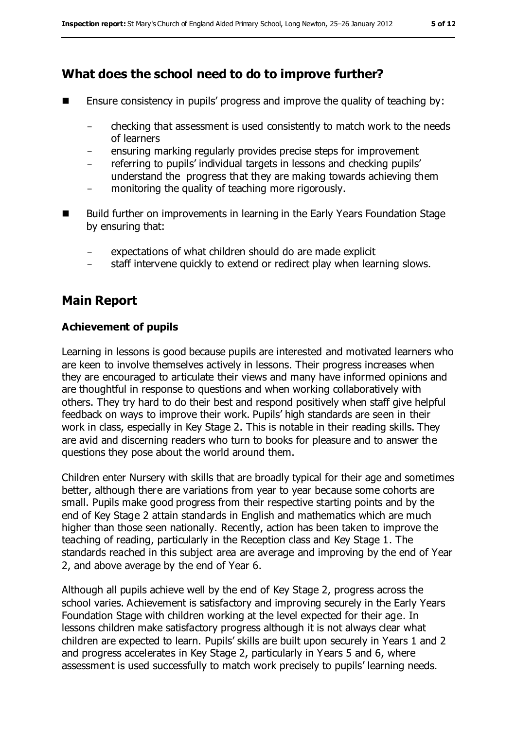## What does the school need to do to improve further?

- Ensure consistency in pupils' progress and improve the quality of teaching by:
  - checking that assessment is used consistently to match work to the needs of learners
  - ensuring marking regularly provides precise steps for improvement
  - referring to pupils' individual targets in lessons and checking pupils' understand the progress that they are making towards achieving them
  - monitoring the quality of teaching more rigorously.
- Build further on improvements in learning in the Early Years Foundation Stage by ensuring that:
  - expectations of what children should do are made explicit
  - staff intervene quickly to extend or redirect play when learning slows.

## Main Report

### Achievement of pupils

Learning in lessons is good because pupils are interested and motivated learners who are keen to involve themselves actively in lessons. Their progress increases when they are encouraged to articulate their views and many have informed opinions and are thoughtful in response to questions and when working collaboratively with others. They try hard to do their best and respond positively when staff give helpful feedback on ways to improve their work. Pupils' high standards are seen in their work in class, especially in Key Stage 2. This is notable in their reading skills. They are avid and discerning readers who turn to books for pleasure and to answer the questions they pose about the world around them.

Children enter Nursery with skills that are broadly typical for their age and sometimes better, although there are variations from year to year because some cohorts are small. Pupils make good progress from their respective starting points and by the end of Key Stage 2 attain standards in English and mathematics which are much higher than those seen nationally. Recently, action has been taken to improve the teaching of reading, particularly in the Reception class and Key Stage 1. The standards reached in this subject area are average and improving by the end of Year 2, and above average by the end of Year 6.

Although all pupils achieve well by the end of Key Stage 2, progress across the school varies. Achievement is satisfactory and improving securely in the Early Years Foundation Stage with children working at the level expected for their age. In lessons children make satisfactory progress although it is not always clear what children are expected to learn. Pupils' skills are built upon securely in Years 1 and 2 and progress accelerates in Key Stage 2, particularly in Years 5 and 6, where assessment is used successfully to match work precisely to pupils' learning needs.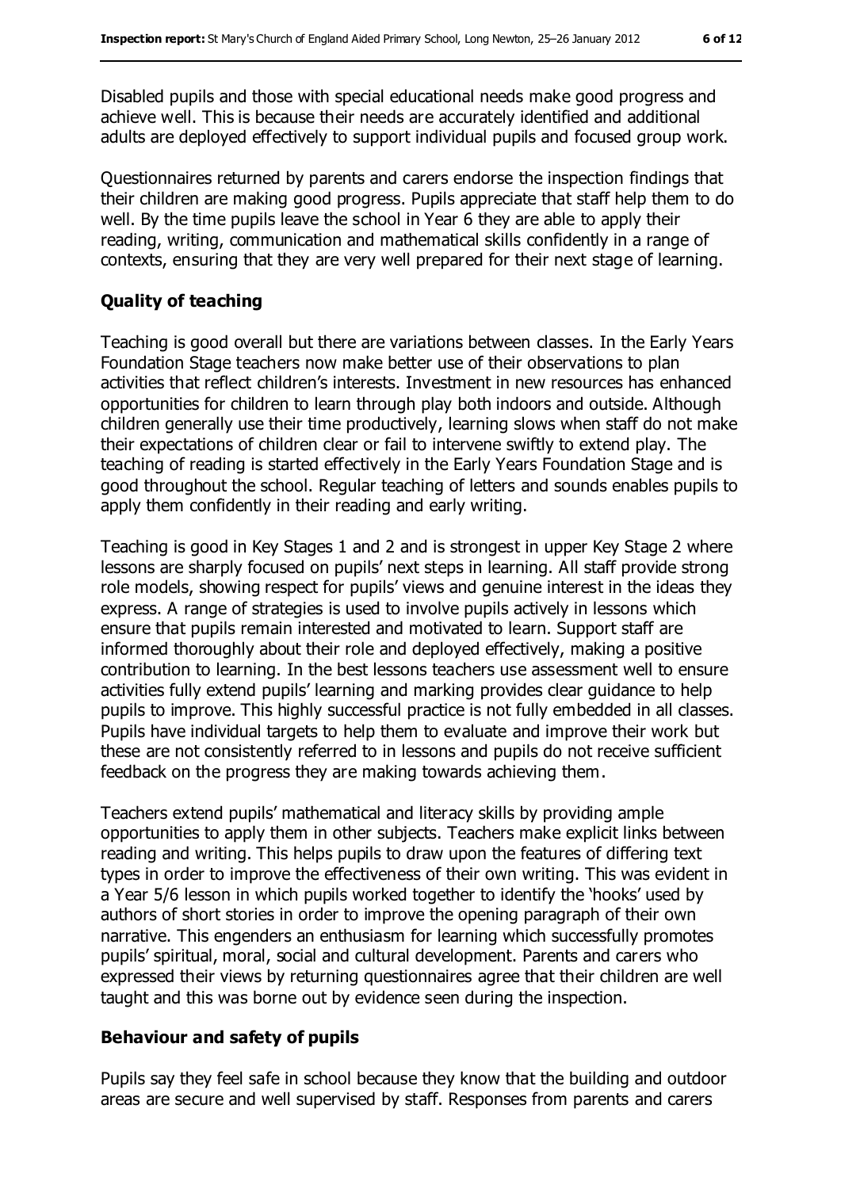Disabled pupils and those with special educational needs make good progress and achieve well. This is because their needs are accurately identified and additional adults are deployed effectively to support individual pupils and focused group work.

Questionnaires returned by parents and carers endorse the inspection findings that their children are making good progress. Pupils appreciate that staff help them to do well. By the time pupils leave the school in Year 6 they are able to apply their reading, writing, communication and mathematical skills confidently in a range of contexts, ensuring that they are very well prepared for their next stage of learning.

### Quality of teaching

Teaching is good overall but there are variations between classes. In the Early Years Foundation Stage teachers now make better use of their observations to plan activities that reflect children's interests. Investment in new resources has enhanced opportunities for children to learn through play both indoors and outside. Although children generally use their time productively, learning slows when staff do not make their expectations of children clear or fail to intervene swiftly to extend play. The teaching of reading is started effectively in the Early Years Foundation Stage and is good throughout the school. Regular teaching of letters and sounds enables pupils to apply them confidently in their reading and early writing.

Teaching is good in Key Stages 1 and 2 and is strongest in upper Key Stage 2 where lessons are sharply focused on pupils' next steps in learning. All staff provide strong role models, showing respect for pupils' views and genuine interest in the ideas they express. A range of strategies is used to involve pupils actively in lessons which ensure that pupils remain interested and motivated to learn. Support staff are informed thoroughly about their role and deployed effectively, making a positive contribution to learning. In the best lessons teachers use assessment well to ensure activities fully extend pupils' learning and marking provides clear guidance to help pupils to improve. This highly successful practice is not fully embedded in all classes. Pupils have individual targets to help them to evaluate and improve their work but these are not consistently referred to in lessons and pupils do not receive sufficient feedback on the progress they are making towards achieving them.

Teachers extend pupils' mathematical and literacy skills by providing ample opportunities to apply them in other subjects. Teachers make explicit links between reading and writing. This helps pupils to draw upon the features of differing text types in order to improve the effectiveness of their own writing. This was evident in a Year 5/6 lesson in which pupils worked together to identify the 'hooks' used by authors of short stories in order to improve the opening paragraph of their own narrative. This engenders an enthusiasm for learning which successfully promotes pupils' spiritual, moral, social and cultural development. Parents and carers who expressed their views by returning questionnaires agree that their children are well taught and this was borne out by evidence seen during the inspection.

### Behaviour and safety of pupils

Pupils say they feel safe in school because they know that the building and outdoor areas are secure and well supervised by staff. Responses from parents and carers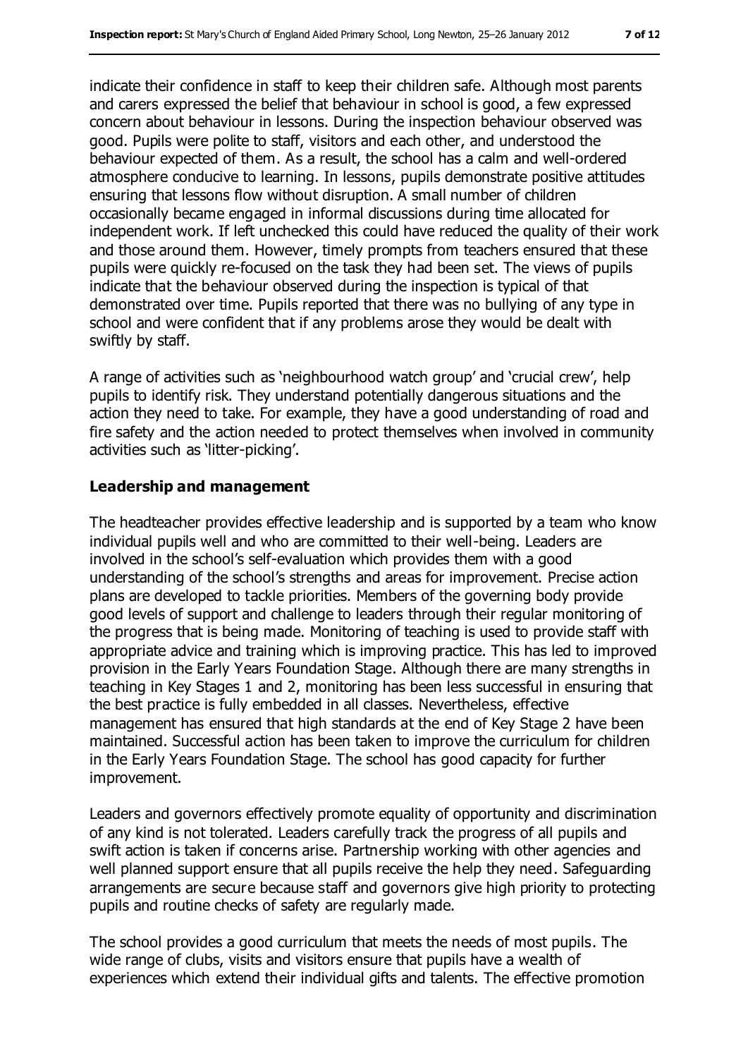indicate their confidence in staff to keep their children safe. Although most parents and carers expressed the belief that behaviour in school is good, a few expressed concern about behaviour in lessons. During the inspection behaviour observed was good. Pupils were polite to staff, visitors and each other, and understood the behaviour expected of them. As a result, the school has a calm and well-ordered atmosphere conducive to learning. In lessons, pupils demonstrate positive attitudes ensuring that lessons flow without disruption. A small number of children occasionally became engaged in informal discussions during time allocated for independent work. If left unchecked this could have reduced the quality of their work and those around them. However, timely prompts from teachers ensured that these pupils were quickly re-focused on the task they had been set. The views of pupils indicate that the behaviour observed during the inspection is typical of that demonstrated over time. Pupils reported that there was no bullying of any type in school and were confident that if any problems arose they would be dealt with swiftly by staff.

A range of activities such as 'neighbourhood watch group' and 'crucial crew', help pupils to identify risk. They understand potentially dangerous situations and the action they need to take. For example, they have a good understanding of road and fire safety and the action needed to protect themselves when involved in community activities such as 'litter-picking'.

### Leadership and management

The headteacher provides effective leadership and is supported by a team who know individual pupils well and who are committed to their well-being. Leaders are involved in the school's self-evaluation which provides them with a good understanding of the school's strengths and areas for improvement. Precise action plans are developed to tackle priorities. Members of the governing body provide good levels of support and challenge to leaders through their regular monitoring of the progress that is being made. Monitoring of teaching is used to provide staff with appropriate advice and training which is improving practice. This has led to improved provision in the Early Years Foundation Stage. Although there are many strengths in teaching in Key Stages 1 and 2, monitoring has been less successful in ensuring that the best practice is fully embedded in all classes. Nevertheless, effective management has ensured that high standards at the end of Key Stage 2 have been maintained. Successful action has been taken to improve the curriculum for children in the Early Years Foundation Stage. The school has good capacity for further improvement.

Leaders and governors effectively promote equality of opportunity and discrimination of any kind is not tolerated. Leaders carefully track the progress of all pupils and swift action is taken if concerns arise. Partnership working with other agencies and well planned support ensure that all pupils receive the help they need. Safeguarding arrangements are secure because staff and governors give high priority to protecting pupils and routine checks of safety are regularly made.

The school provides a good curriculum that meets the needs of most pupils. The wide range of clubs, visits and visitors ensure that pupils have a wealth of experiences which extend their individual gifts and talents. The effective promotion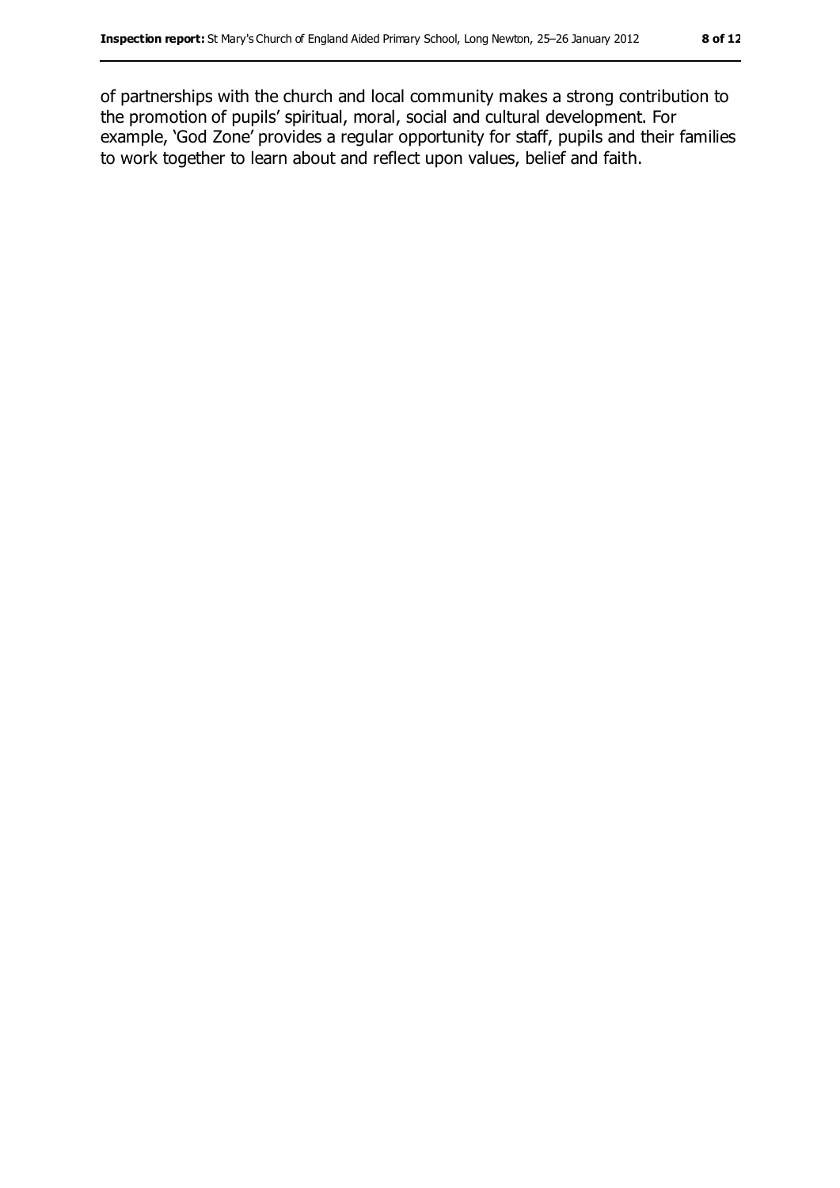of partnerships with the church and local community makes a strong contribution to the promotion of pupils' spiritual, moral, social and cultural development. For example, 'God Zone' provides a regular opportunity for staff, pupils and their families to work together to learn about and reflect upon values, belief and faith.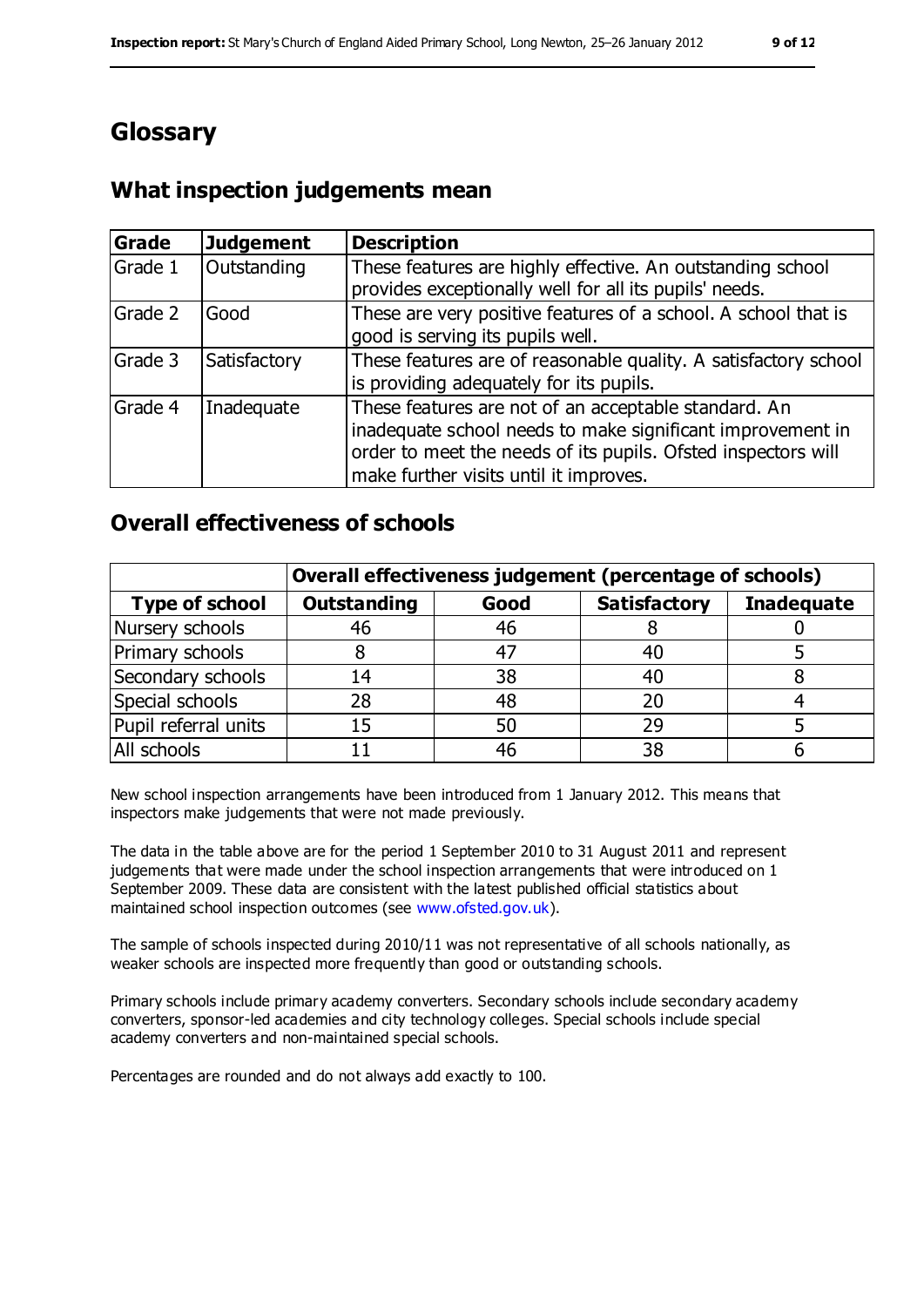# Glossary

## What inspection judgements mean

| Grade | Judgement | Description |
|---|---|---|
| Grade 1 | Outstanding | These features are highly effective. An outstanding school provides exceptionally well for all its pupils' needs. |
| Grade 2 | Good | These are very positive features of a school. A school that is good is serving its pupils well. |
| Grade 3 | Satisfactory | These features are of reasonable quality. A satisfactory school is providing adequately for its pupils. |
| Grade 4 | Inadequate | These features are not of an acceptable standard. An inadequate school needs to make significant improvement in order to meet the needs of its pupils. Ofsted inspectors will make further visits until it improves. |

## Overall effectiveness of schools

| | Overall effectiveness judgement (percentage of schools) | | | |
|---|---|---|---|---|
| **Type of school** | **Outstanding** | **Good** | **Satisfactory** | **Inadequate** |
| Nursery schools | 46 | 46 | 8 | 0 |
| Primary schools | 8 | 47 | 40 | 5 |
| Secondary schools | 14 | 38 | 40 | 8 |
| Special schools | 28 | 48 | 20 | 4 |
| Pupil referral units | 15 | 50 | 29 | 5 |
| All schools | 11 | 46 | 38 | 6 |

New school inspection arrangements have been introduced from 1 January 2012. This means that inspectors make judgements that were not made previously.

The data in the table above are for the period 1 September 2010 to 31 August 2011 and represent judgements that were made under the school inspection arrangements that were introduced on 1 September 2009. These data are consistent with the latest published official statistics about maintained school inspection outcomes (see www.ofsted.gov.uk).

The sample of schools inspected during 2010/11 was not representative of all schools nationally, as weaker schools are inspected more frequently than good or outstanding schools.

Primary schools include primary academy converters. Secondary schools include secondary academy converters, sponsor-led academies and city technology colleges. Special schools include special academy converters and non-maintained special schools.

Percentages are rounded and do not always add exactly to 100.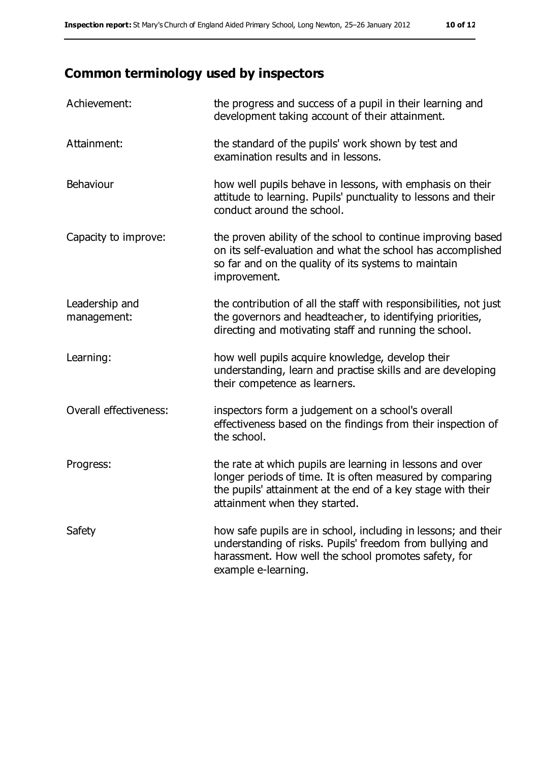## Common terminology used by inspectors

| | |
|---|---|
| Achievement: | the progress and success of a pupil in their learning and development taking account of their attainment. |
| Attainment: | the standard of the pupils' work shown by test and examination results and in lessons. |
| Behaviour | how well pupils behave in lessons, with emphasis on their attitude to learning. Pupils' punctuality to lessons and their conduct around the school. |
| Capacity to improve: | the proven ability of the school to continue improving based on its self-evaluation and what the school has accomplished so far and on the quality of its systems to maintain improvement. |
| Leadership and management: | the contribution of all the staff with responsibilities, not just the governors and headteacher, to identifying priorities, directing and motivating staff and running the school. |
| Learning: | how well pupils acquire knowledge, develop their understanding, learn and practise skills and are developing their competence as learners. |
| Overall effectiveness: | inspectors form a judgement on a school's overall effectiveness based on the findings from their inspection of the school. |
| Progress: | the rate at which pupils are learning in lessons and over longer periods of time. It is often measured by comparing the pupils' attainment at the end of a key stage with their attainment when they started. |
| Safety | how safe pupils are in school, including in lessons; and their understanding of risks. Pupils' freedom from bullying and harassment. How well the school promotes safety, for example e-learning. |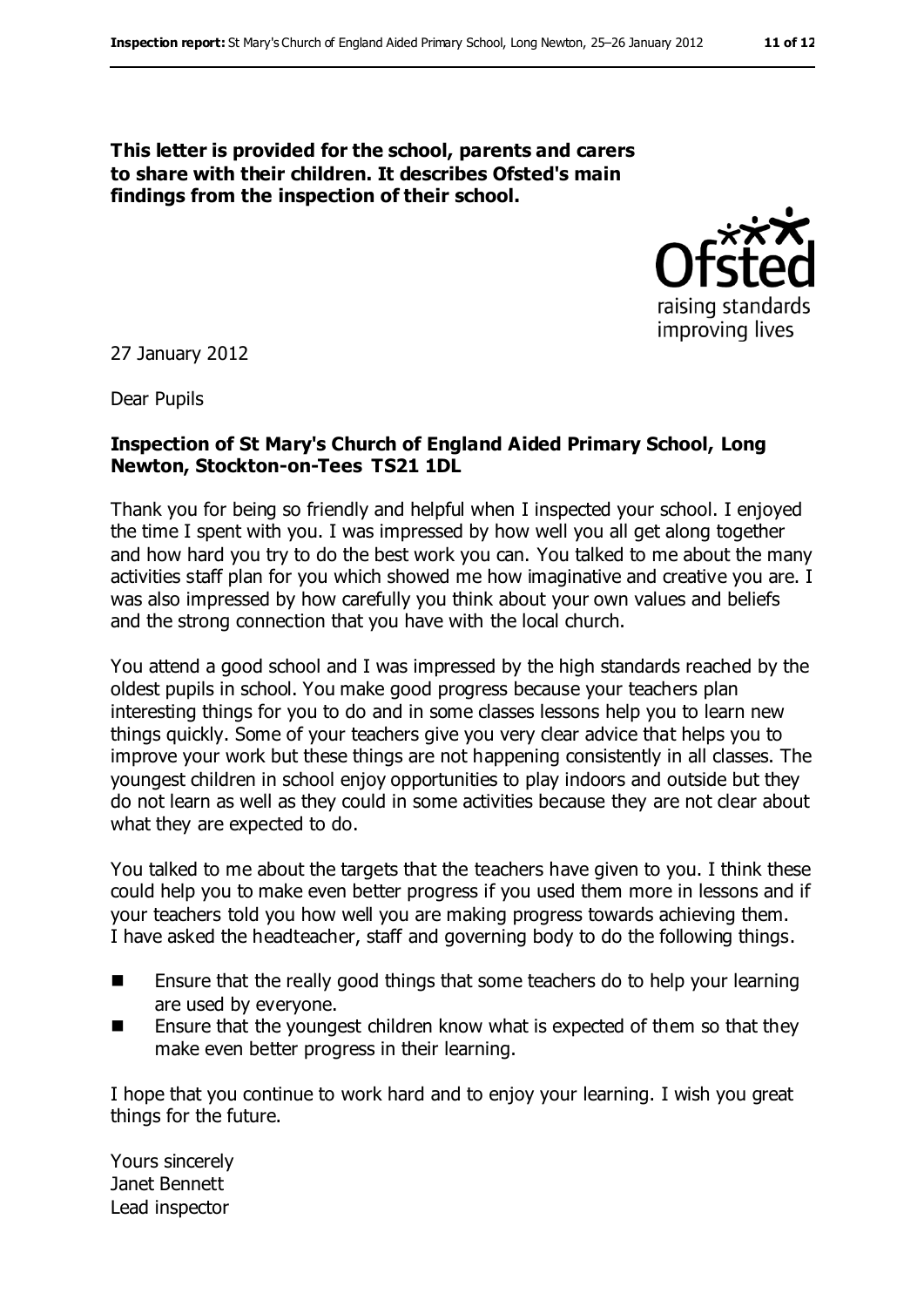**This letter is provided for the school, parents and carers to share with their children. It describes Ofsted's main findings from the inspection of their school.**

27 January 2012

Dear Pupils

**Inspection of St Mary's Church of England Aided Primary School, Long Newton, Stockton-on-Tees TS21 1DL**

Thank you for being so friendly and helpful when I inspected your school. I enjoyed the time I spent with you. I was impressed by how well you all get along together and how hard you try to do the best work you can. You talked to me about the many activities staff plan for you which showed me how imaginative and creative you are. I was also impressed by how carefully you think about your own values and beliefs and the strong connection that you have with the local church.

You attend a good school and I was impressed by the high standards reached by the oldest pupils in school. You make good progress because your teachers plan interesting things for you to do and in some classes lessons help you to learn new things quickly. Some of your teachers give you very clear advice that helps you to improve your work but these things are not happening consistently in all classes. The youngest children in school enjoy opportunities to play indoors and outside but they do not learn as well as they could in some activities because they are not clear about what they are expected to do.

You talked to me about the targets that the teachers have given to you. I think these could help you to make even better progress if you used them more in lessons and if your teachers told you how well you are making progress towards achieving them. I have asked the headteacher, staff and governing body to do the following things.

- Ensure that the really good things that some teachers do to help your learning are used by everyone.
- Ensure that the youngest children know what is expected of them so that they make even better progress in their learning.

I hope that you continue to work hard and to enjoy your learning. I wish you great things for the future.

Yours sincerely
Janet Bennett
Lead inspector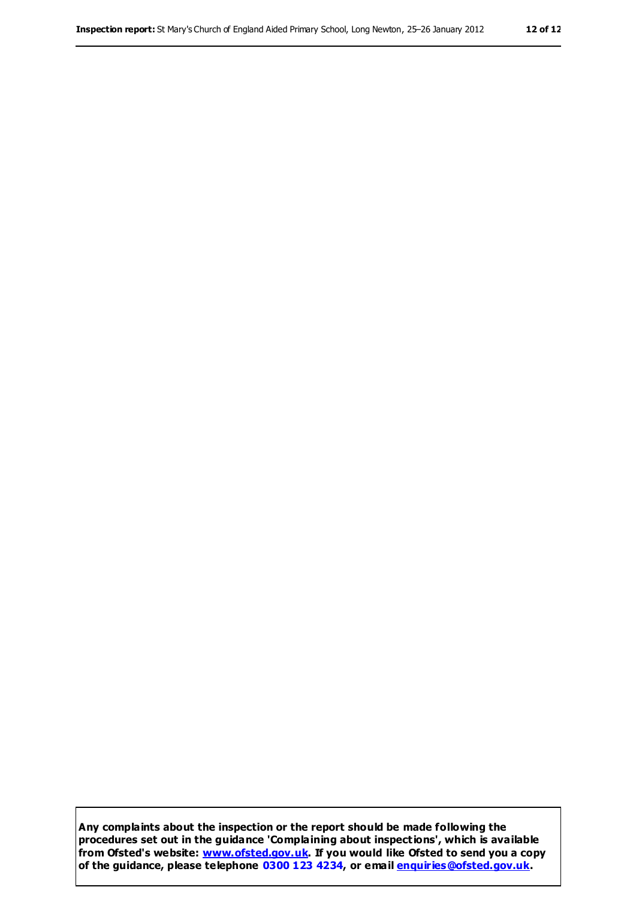**Any complaints about the inspection or the report should be made following the procedures set out in the guidance 'Complaining about inspections', which is available from Ofsted's website: [www.ofsted.gov.uk](http://www.ofsted.gov.uk). If you would like Ofsted to send you a copy of the guidance, please telephone 0300 123 4234, or email [enquiries@ofsted.gov.uk](mailto:enquiries@ofsted.gov.uk).**